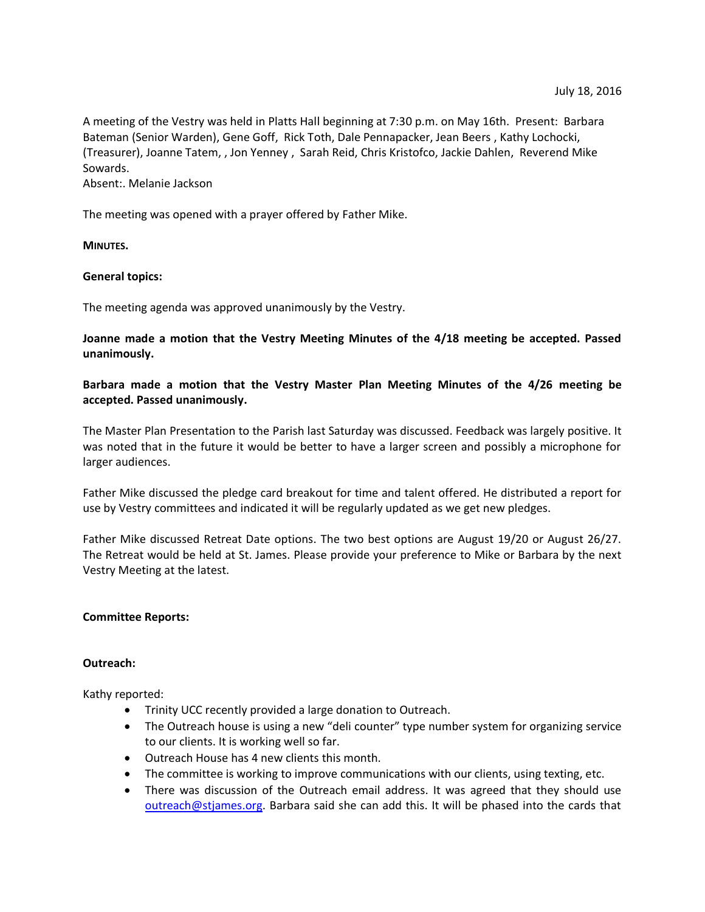July 18, 2016

A meeting of the Vestry was held in Platts Hall beginning at 7:30 p.m. on May 16th. Present: Barbara Bateman (Senior Warden), Gene Goff, Rick Toth, Dale Pennapacker, Jean Beers , Kathy Lochocki, (Treasurer), Joanne Tatem, , Jon Yenney , Sarah Reid, Chris Kristofco, Jackie Dahlen, Reverend Mike Sowards.
Absent:. Melanie Jackson

The meeting was opened with a prayer offered by Father Mike.

**MINUTES.**

**General topics:**

The meeting agenda was approved unanimously by the Vestry.

**Joanne made a motion that the Vestry Meeting Minutes of the 4/18 meeting be accepted. Passed unanimously.**

**Barbara made a motion that the Vestry Master Plan Meeting Minutes of the 4/26 meeting be accepted. Passed unanimously.**

The Master Plan Presentation to the Parish last Saturday was discussed. Feedback was largely positive. It was noted that in the future it would be better to have a larger screen and possibly a microphone for larger audiences.

Father Mike discussed the pledge card breakout for time and talent offered. He distributed a report for use by Vestry committees and indicated it will be regularly updated as we get new pledges.

Father Mike discussed Retreat Date options. The two best options are August 19/20 or August 26/27. The Retreat would be held at St. James. Please provide your preference to Mike or Barbara by the next Vestry Meeting at the latest.

**Committee Reports:**

**Outreach:**

Kathy reported:

- Trinity UCC recently provided a large donation to Outreach.
- The Outreach house is using a new "deli counter" type number system for organizing service to our clients. It is working well so far.
- Outreach House has 4 new clients this month.
- The committee is working to improve communications with our clients, using texting, etc.
- There was discussion of the Outreach email address. It was agreed that they should use outreach@stjames.org. Barbara said she can add this. It will be phased into the cards that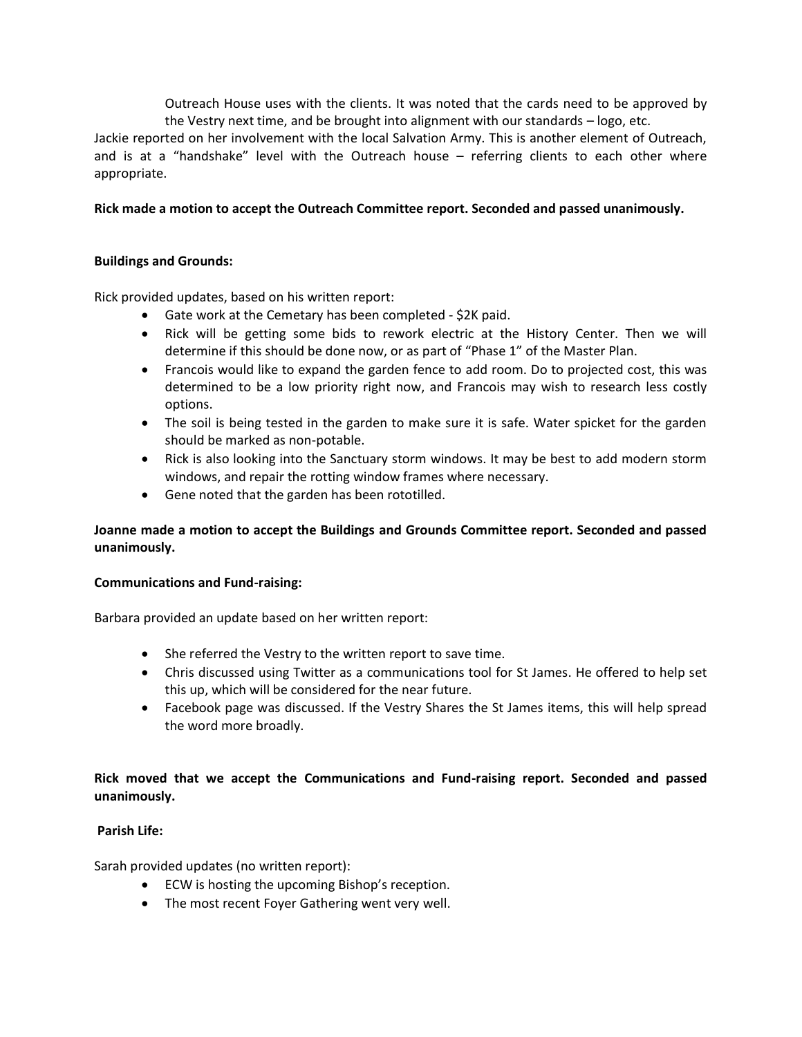Outreach House uses with the clients. It was noted that the cards need to be approved by the Vestry next time, and be brought into alignment with our standards – logo, etc.

Jackie reported on her involvement with the local Salvation Army. This is another element of Outreach, and is at a "handshake" level with the Outreach house – referring clients to each other where appropriate.

**Rick made a motion to accept the Outreach Committee report. Seconded and passed unanimously.**

**Buildings and Grounds:**

Rick provided updates, based on his written report:

- Gate work at the Cemetary has been completed - $2K paid.
- Rick will be getting some bids to rework electric at the History Center. Then we will determine if this should be done now, or as part of "Phase 1" of the Master Plan.
- Francois would like to expand the garden fence to add room. Do to projected cost, this was determined to be a low priority right now, and Francois may wish to research less costly options.
- The soil is being tested in the garden to make sure it is safe. Water spicket for the garden should be marked as non-potable.
- Rick is also looking into the Sanctuary storm windows. It may be best to add modern storm windows, and repair the rotting window frames where necessary.
- Gene noted that the garden has been rototilled.

**Joanne made a motion to accept the Buildings and Grounds Committee report. Seconded and passed unanimously.**

**Communications and Fund-raising:**

Barbara provided an update based on her written report:

- She referred the Vestry to the written report to save time.
- Chris discussed using Twitter as a communications tool for St James. He offered to help set this up, which will be considered for the near future.
- Facebook page was discussed. If the Vestry Shares the St James items, this will help spread the word more broadly.

**Rick moved that we accept the Communications and Fund-raising report. Seconded and passed unanimously.**

**Parish Life:**

Sarah provided updates (no written report):

- ECW is hosting the upcoming Bishop's reception.
- The most recent Foyer Gathering went very well.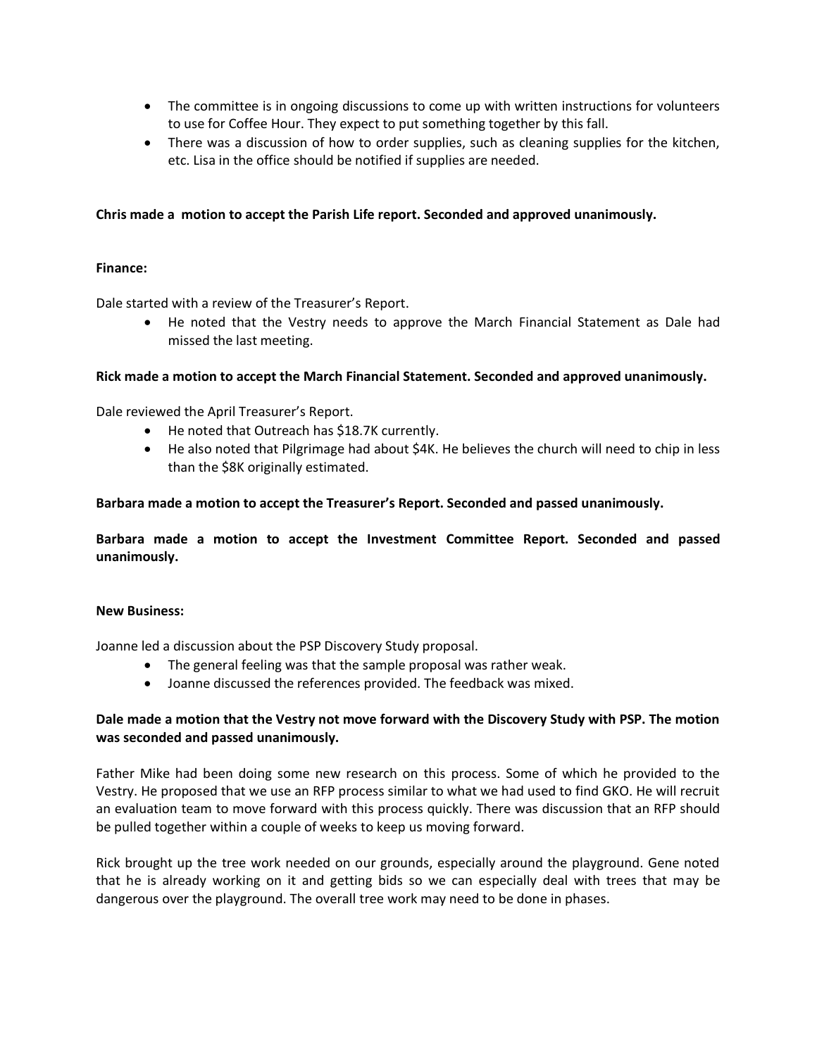- The committee is in ongoing discussions to come up with written instructions for volunteers to use for Coffee Hour. They expect to put something together by this fall.
- There was a discussion of how to order supplies, such as cleaning supplies for the kitchen, etc. Lisa in the office should be notified if supplies are needed.

**Chris made a motion to accept the Parish Life report. Seconded and approved unanimously.**

**Finance:**

Dale started with a review of the Treasurer's Report.

- He noted that the Vestry needs to approve the March Financial Statement as Dale had missed the last meeting.

**Rick made a motion to accept the March Financial Statement. Seconded and approved unanimously.**

Dale reviewed the April Treasurer's Report.

- He noted that Outreach has $18.7K currently.
- He also noted that Pilgrimage had about $4K. He believes the church will need to chip in less than the $8K originally estimated.

**Barbara made a motion to accept the Treasurer's Report. Seconded and passed unanimously.**

**Barbara made a motion to accept the Investment Committee Report. Seconded and passed unanimously.**

**New Business:**

Joanne led a discussion about the PSP Discovery Study proposal.

- The general feeling was that the sample proposal was rather weak.
- Joanne discussed the references provided. The feedback was mixed.

**Dale made a motion that the Vestry not move forward with the Discovery Study with PSP. The motion was seconded and passed unanimously.**

Father Mike had been doing some new research on this process. Some of which he provided to the Vestry. He proposed that we use an RFP process similar to what we had used to find GKO. He will recruit an evaluation team to move forward with this process quickly. There was discussion that an RFP should be pulled together within a couple of weeks to keep us moving forward.

Rick brought up the tree work needed on our grounds, especially around the playground. Gene noted that he is already working on it and getting bids so we can especially deal with trees that may be dangerous over the playground. The overall tree work may need to be done in phases.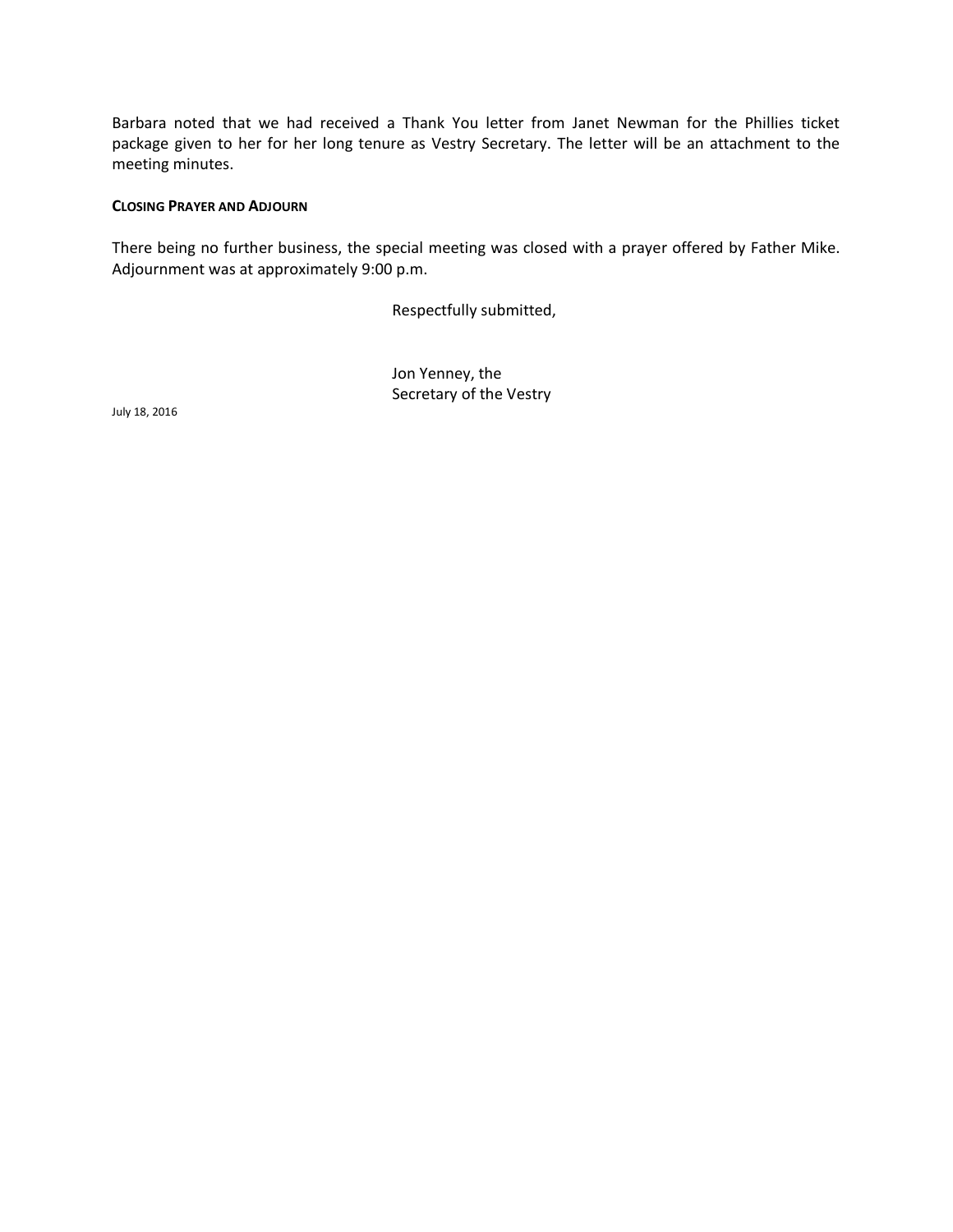Barbara noted that we had received a Thank You letter from Janet Newman for the Phillies ticket package given to her for her long tenure as Vestry Secretary. The letter will be an attachment to the meeting minutes.

**CLOSING PRAYER AND ADJOURN**

There being no further business, the special meeting was closed with a prayer offered by Father Mike. Adjournment was at approximately 9:00 p.m.

Respectfully submitted,

Jon Yenney, the
Secretary of the Vestry

July 18, 2016